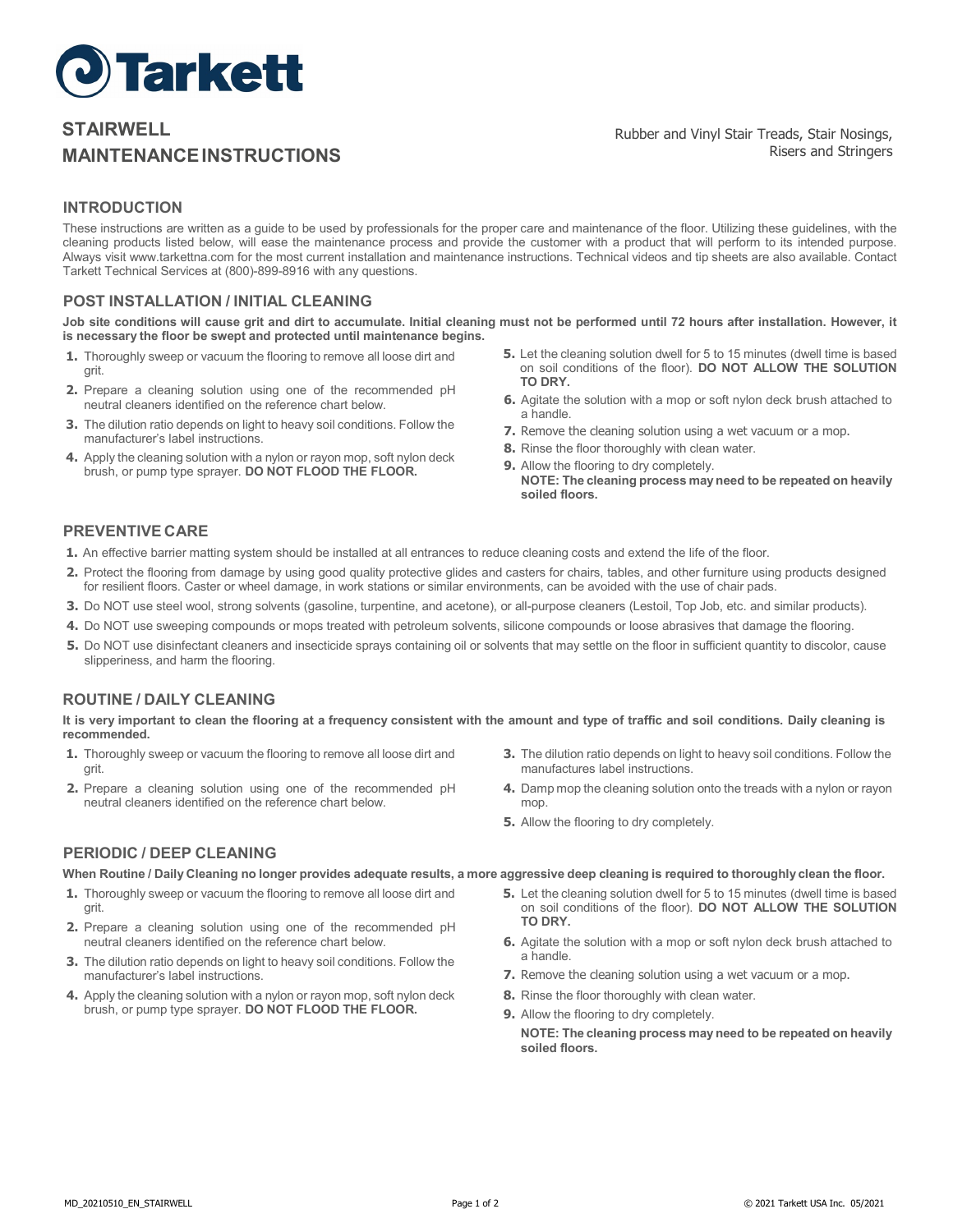# Tarkett

## STAIRWELL MAINTENANCE INSTRUCTIONS

Rubber and Vinyl Stair Treads, Stair Nosings, Risers and Stringers

## INTRODUCTION

These instructions are written as a guide to be used by professionals for the proper care and maintenance of the floor. Utilizing these guidelines, with the cleaning products listed below, will ease the maintenance process and provide the customer with a product that will perform to its intended purpose. Always visit www.tarkettna.com for the most current installation and maintenance instructions. Technical videos and tip sheets are also available. Contact Tarkett Technical Services at (800)-899-8916 with any questions.

## POST INSTALLATION / INITIAL CLEANING

**Job site conditions will cause grit and dirt to accumulate. Initial cleaning must not be performed until 72 hours after installation. However, it is necessary the floor be swept and protected until maintenance begins.**

1. Thoroughly sweep or vacuum the flooring to remove all loose dirt and grit.
2. Prepare a cleaning solution using one of the recommended pH neutral cleaners identified on the reference chart below.
3. The dilution ratio depends on light to heavy soil conditions. Follow the manufacturer's label instructions.
4. Apply the cleaning solution with a nylon or rayon mop, soft nylon deck brush, or pump type sprayer. **DO NOT FLOOD THE FLOOR.**
5. Let the cleaning solution dwell for 5 to 15 minutes (dwell time is based on soil conditions of the floor). **DO NOT ALLOW THE SOLUTION TO DRY.**
6. Agitate the solution with a mop or soft nylon deck brush attached to a handle.
7. Remove the cleaning solution using a wet vacuum or a mop.
8. Rinse the floor thoroughly with clean water.
9. Allow the flooring to dry completely.
   **NOTE: The cleaning process may need to be repeated on heavily soiled floors.**

## PREVENTIVE CARE

1. An effective barrier matting system should be installed at all entrances to reduce cleaning costs and extend the life of the floor.
2. Protect the flooring from damage by using good quality protective glides and casters for chairs, tables, and other furniture using products designed for resilient floors. Caster or wheel damage, in work stations or similar environments, can be avoided with the use of chair pads.
3. Do NOT use steel wool, strong solvents (gasoline, turpentine, and acetone), or all-purpose cleaners (Lestoil, Top Job, etc. and similar products).
4. Do NOT use sweeping compounds or mops treated with petroleum solvents, silicone compounds or loose abrasives that damage the flooring.
5. Do NOT use disinfectant cleaners and insecticide sprays containing oil or solvents that may settle on the floor in sufficient quantity to discolor, cause slipperiness, and harm the flooring.

## ROUTINE / DAILY CLEANING

**It is very important to clean the flooring at a frequency consistent with the amount and type of traffic and soil conditions. Daily cleaning is recommended.**

1. Thoroughly sweep or vacuum the flooring to remove all loose dirt and grit.
2. Prepare a cleaning solution using one of the recommended pH neutral cleaners identified on the reference chart below.
3. The dilution ratio depends on light to heavy soil conditions. Follow the manufactures label instructions.
4. Damp mop the cleaning solution onto the treads with a nylon or rayon mop.
5. Allow the flooring to dry completely.

## PERIODIC / DEEP CLEANING

**When Routine / Daily Cleaning no longer provides adequate results, a more aggressive deep cleaning is required to thoroughly clean the floor.**

1. Thoroughly sweep or vacuum the flooring to remove all loose dirt and grit.
2. Prepare a cleaning solution using one of the recommended pH neutral cleaners identified on the reference chart below.
3. The dilution ratio depends on light to heavy soil conditions. Follow the manufacturer's label instructions.
4. Apply the cleaning solution with a nylon or rayon mop, soft nylon deck brush, or pump type sprayer. **DO NOT FLOOD THE FLOOR.**
5. Let the cleaning solution dwell for 5 to 15 minutes (dwell time is based on soil conditions of the floor). **DO NOT ALLOW THE SOLUTION TO DRY.**
6. Agitate the solution with a mop or soft nylon deck brush attached to a handle.
7. Remove the cleaning solution using a wet vacuum or a mop.
8. Rinse the floor thoroughly with clean water.
9. Allow the flooring to dry completely.

   **NOTE: The cleaning process may need to be repeated on heavily soiled floors.**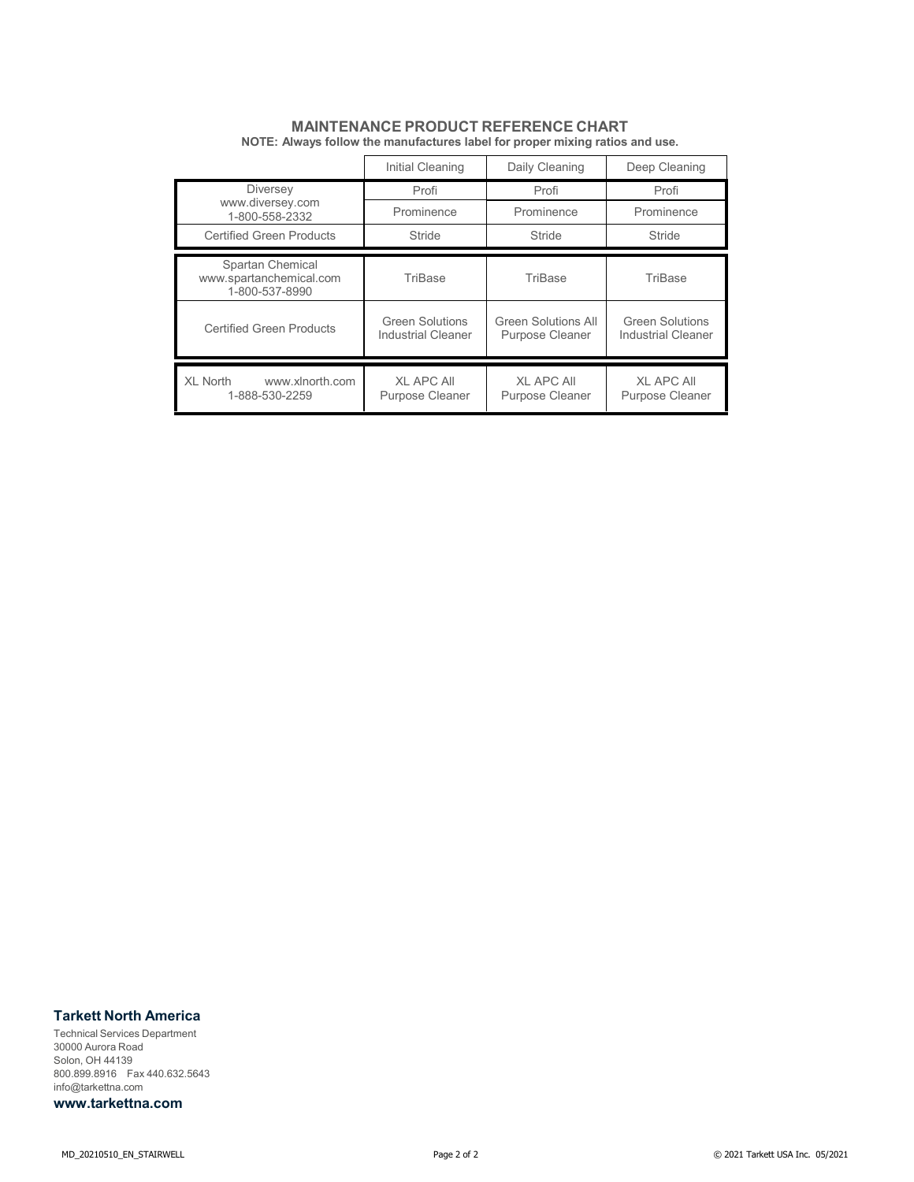## MAINTENANCE PRODUCT REFERENCE CHART

**NOTE: Always follow the manufactures label for proper mixing ratios and use.**

| | Initial Cleaning | Daily Cleaning | Deep Cleaning |
|---|---|---|---|
| Diversey www.diversey.com 1-800-558-2332 | Profi | Profi | Profi |
| | Prominence | Prominence | Prominence |
| Certified Green Products | Stride | Stride | Stride |
| Spartan Chemical www.spartanchemical.com 1-800-537-8990 | TriBase | TriBase | TriBase |
| Certified Green Products | Green Solutions Industrial Cleaner | Green Solutions All Purpose Cleaner | Green Solutions Industrial Cleaner |
| XL North www.xlnorth.com 1-888-530-2259 | XL APC All Purpose Cleaner | XL APC All Purpose Cleaner | XL APC All Purpose Cleaner |

**Tarkett North America**

Technical Services Department
30000 Aurora Road
Solon, OH 44139
800.899.8916 Fax 440.632.5643
info@tarkettna.com

**www.tarkettna.com**

MD_20210510_EN_STAIRWELL

© 2021 Tarkett USA Inc. 05/2021